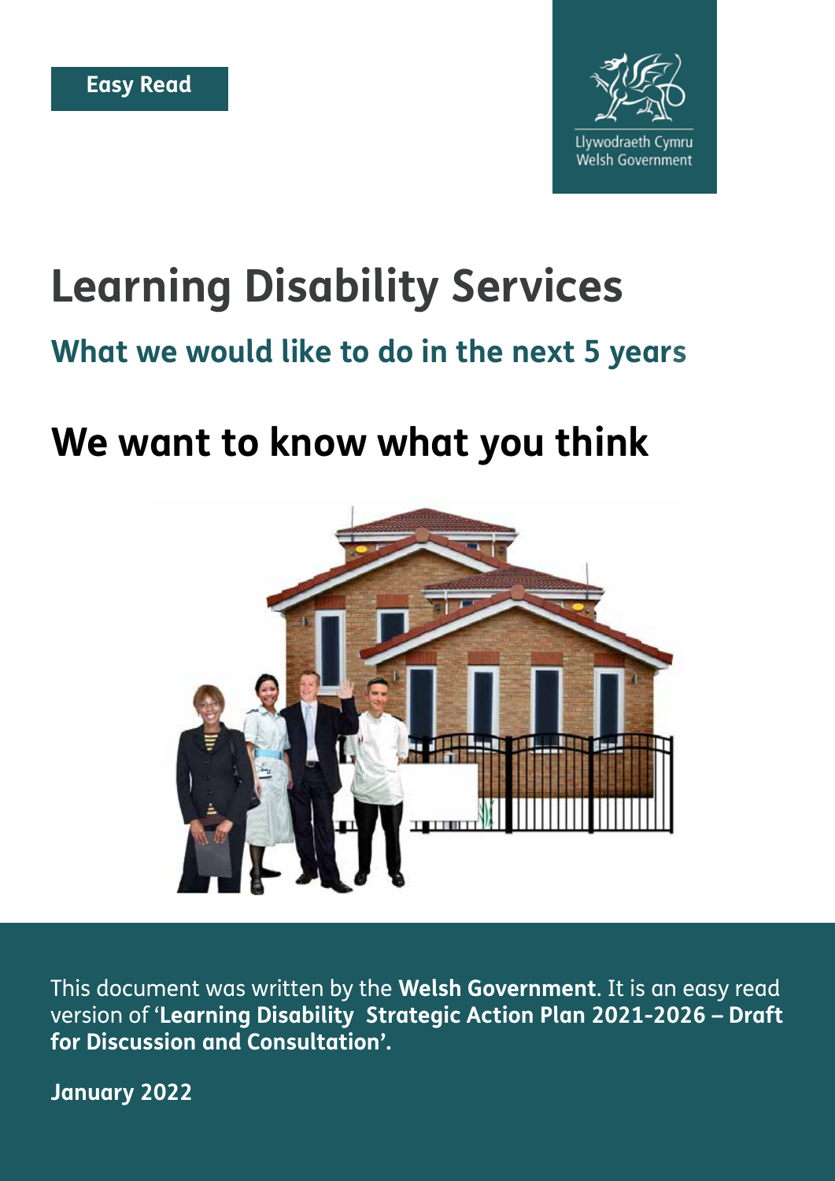Easy Read

Llywodraeth Cymru
Welsh Government

# Learning Disability Services

## What we would like to do in the next 5 years

# We want to know what you think

This document was written by the **Welsh Government**. It is an easy read version of '**Learning Disability Strategic Action Plan 2021-2026 – Draft for Discussion and Consultation'.**

**January 2022**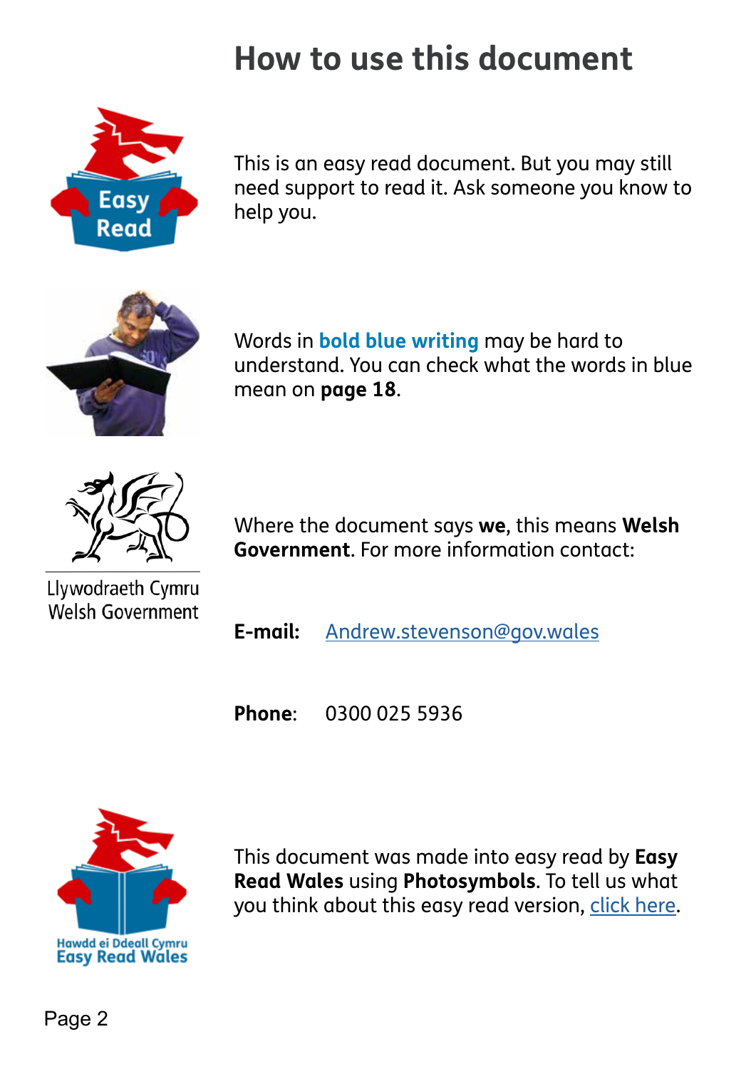# How to use this document

This is an easy read document. But you may still need support to read it. Ask someone you know to help you.

Words in **bold blue writing** may be hard to understand. You can check what the words in blue mean on **page 18**.

Where the document says **we**, this means **Welsh Government**. For more information contact:

**E-mail:** Andrew.stevenson@gov.wales

**Phone**: 0300 025 5936

This document was made into easy read by **Easy Read Wales** using **Photosymbols**. To tell us what you think about this easy read version, click here.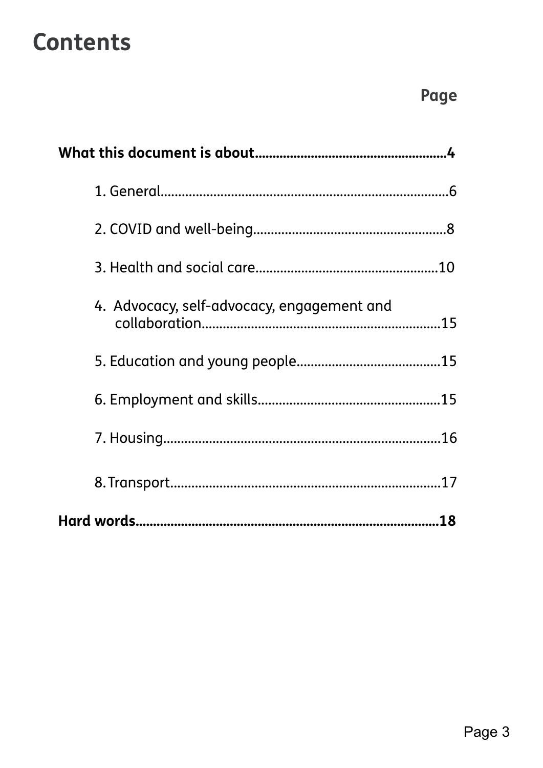# Contents

| | Page |
|---|---|
| **What this document is about** | **4** |
| 1. General | 6 |
| 2. COVID and well-being | 8 |
| 3. Health and social care | 10 |
| 4. Advocacy, self-advocacy, engagement and collaboration | 15 |
| 5. Education and young people | 15 |
| 6. Employment and skills | 15 |
| 7. Housing | 16 |
| 8. Transport | 17 |
| **Hard words** | **18** |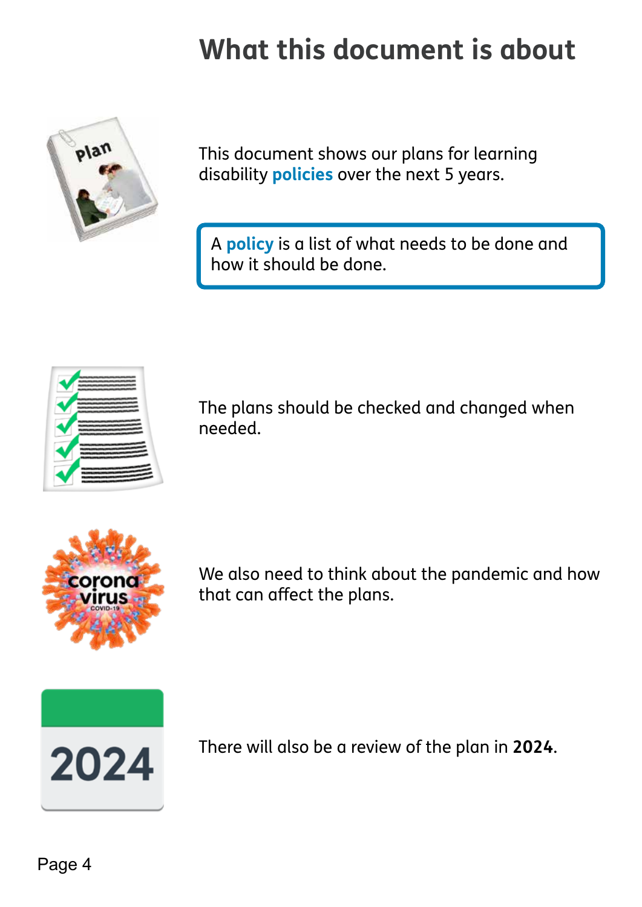# What this document is about

This document shows our plans for learning disability **policies** over the next 5 years.

> A **policy** is a list of what needs to be done and how it should be done.

The plans should be checked and changed when needed.

We also need to think about the pandemic and how that can affect the plans.

There will also be a review of the plan in **2024**.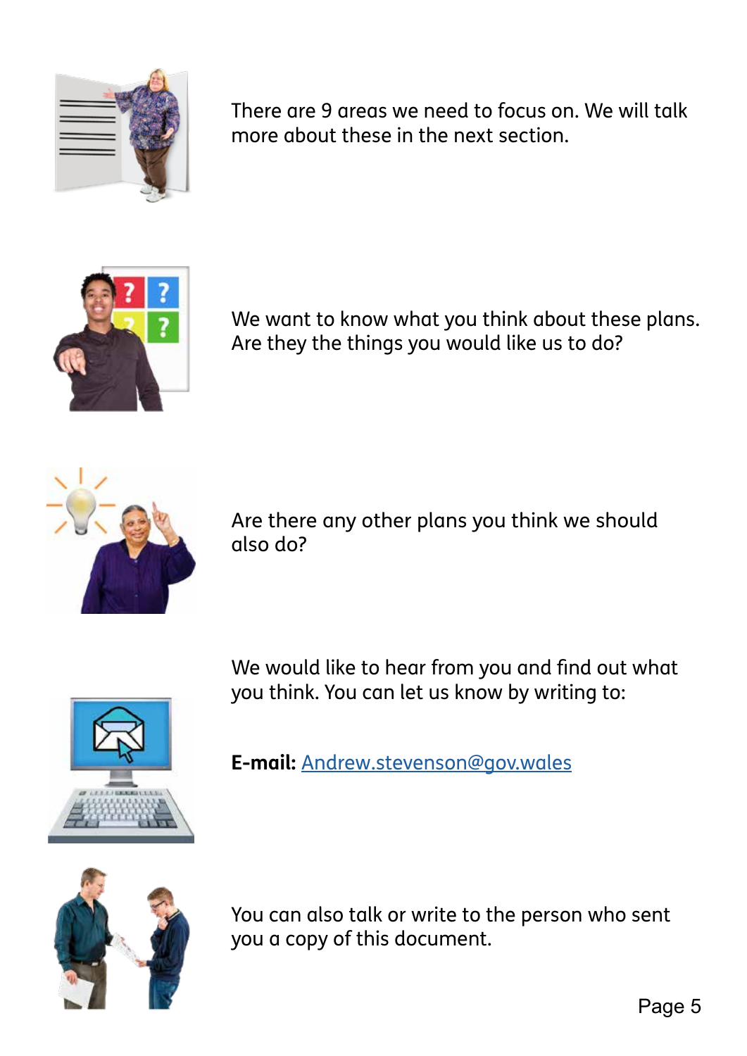There are 9 areas we need to focus on. We will talk more about these in the next section.

We want to know what you think about these plans. Are they the things you would like us to do?

Are there any other plans you think we should also do?

We would like to hear from you and find out what you think. You can let us know by writing to:

**E-mail:** [Andrew.stevenson@gov.wales](mailto:Andrew.stevenson@gov.wales)

You can also talk or write to the person who sent you a copy of this document.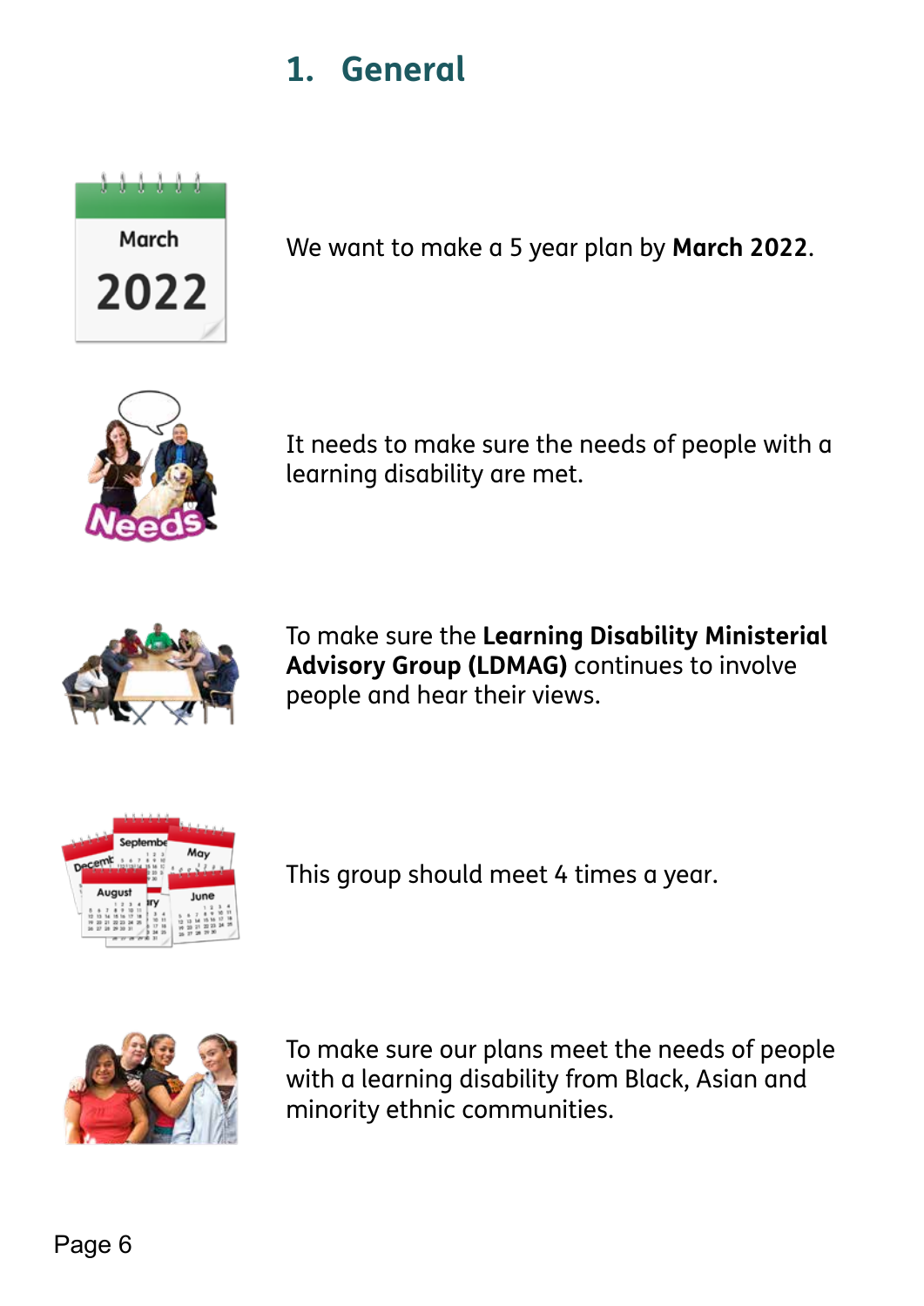# 1. General

We want to make a 5 year plan by **March 2022**.

It needs to make sure the needs of people with a learning disability are met.

To make sure the **Learning Disability Ministerial Advisory Group (LDMAG)** continues to involve people and hear their views.

This group should meet 4 times a year.

To make sure our plans meet the needs of people with a learning disability from Black, Asian and minority ethnic communities.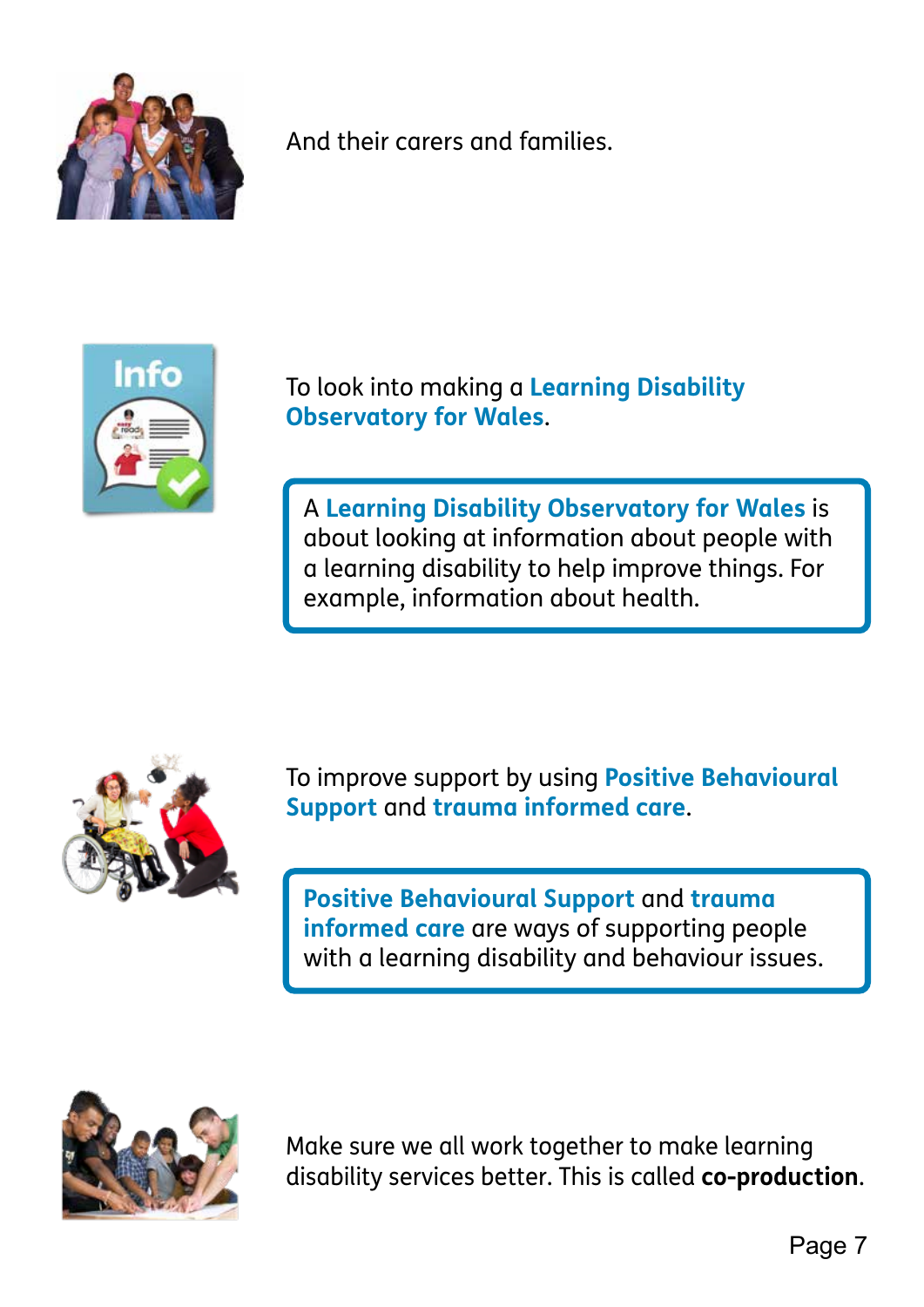And their carers and families.

To look into making a **Learning Disability Observatory for Wales**.

> A **Learning Disability Observatory for Wales** is about looking at information about people with a learning disability to help improve things. For example, information about health.

To improve support by using **Positive Behavioural Support** and **trauma informed care**.

> **Positive Behavioural Support** and **trauma informed care** are ways of supporting people with a learning disability and behaviour issues.

Make sure we all work together to make learning disability services better. This is called **co-production**.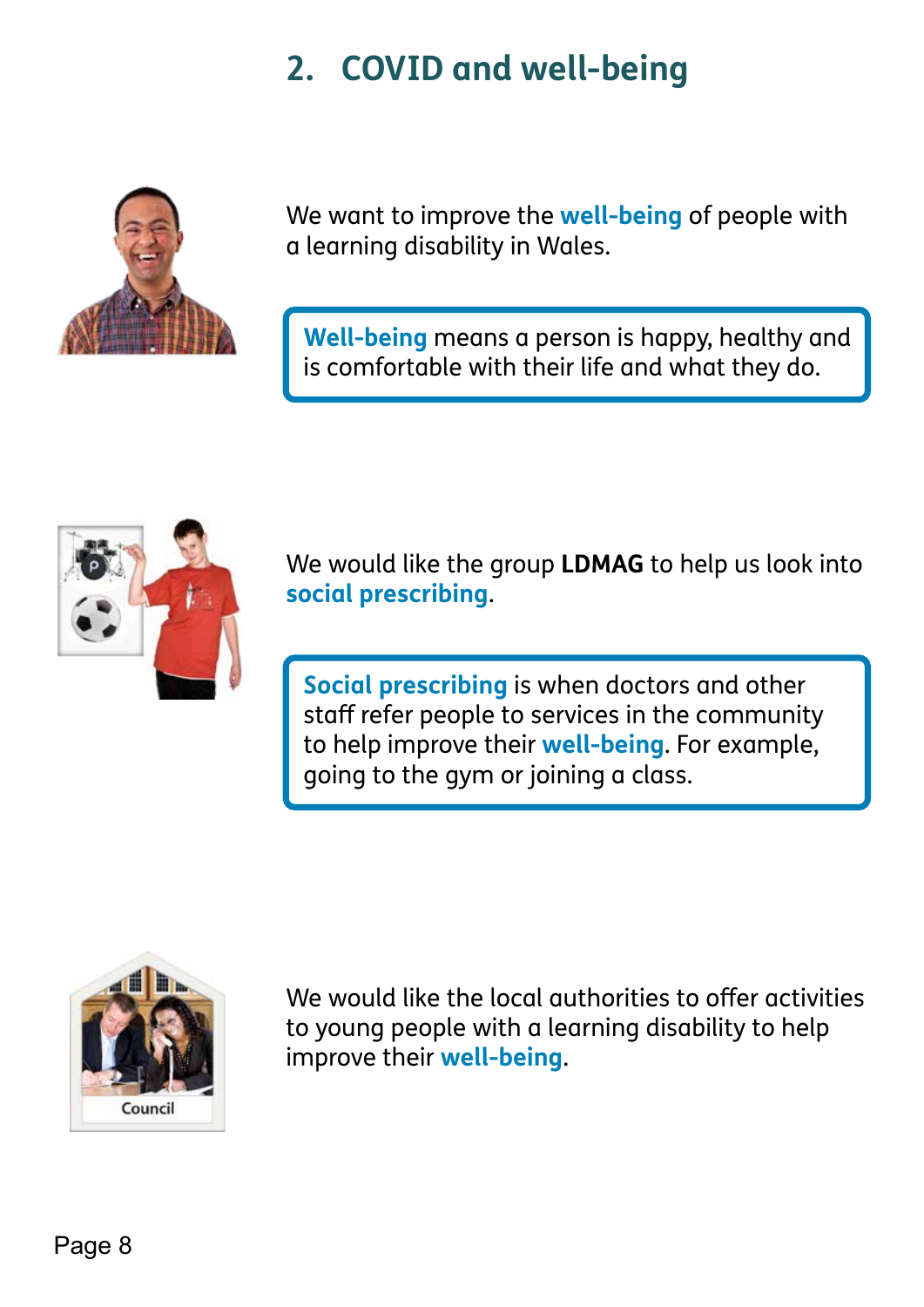## 2. COVID and well-being

We want to improve the **well-being** of people with a learning disability in Wales.

> **Well-being** means a person is happy, healthy and is comfortable with their life and what they do.

We would like the group **LDMAG** to help us look into **social prescribing**.

> **Social prescribing** is when doctors and other staff refer people to services in the community to help improve their **well-being**. For example, going to the gym or joining a class.

We would like the local authorities to offer activities to young people with a learning disability to help improve their **well-being**.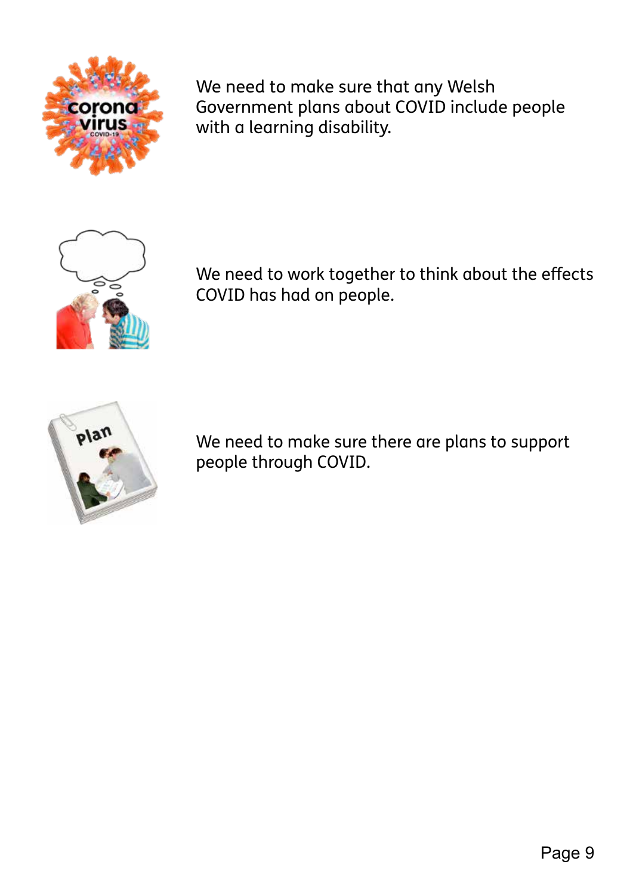We need to make sure that any Welsh Government plans about COVID include people with a learning disability.

We need to work together to think about the effects COVID has had on people.

We need to make sure there are plans to support people through COVID.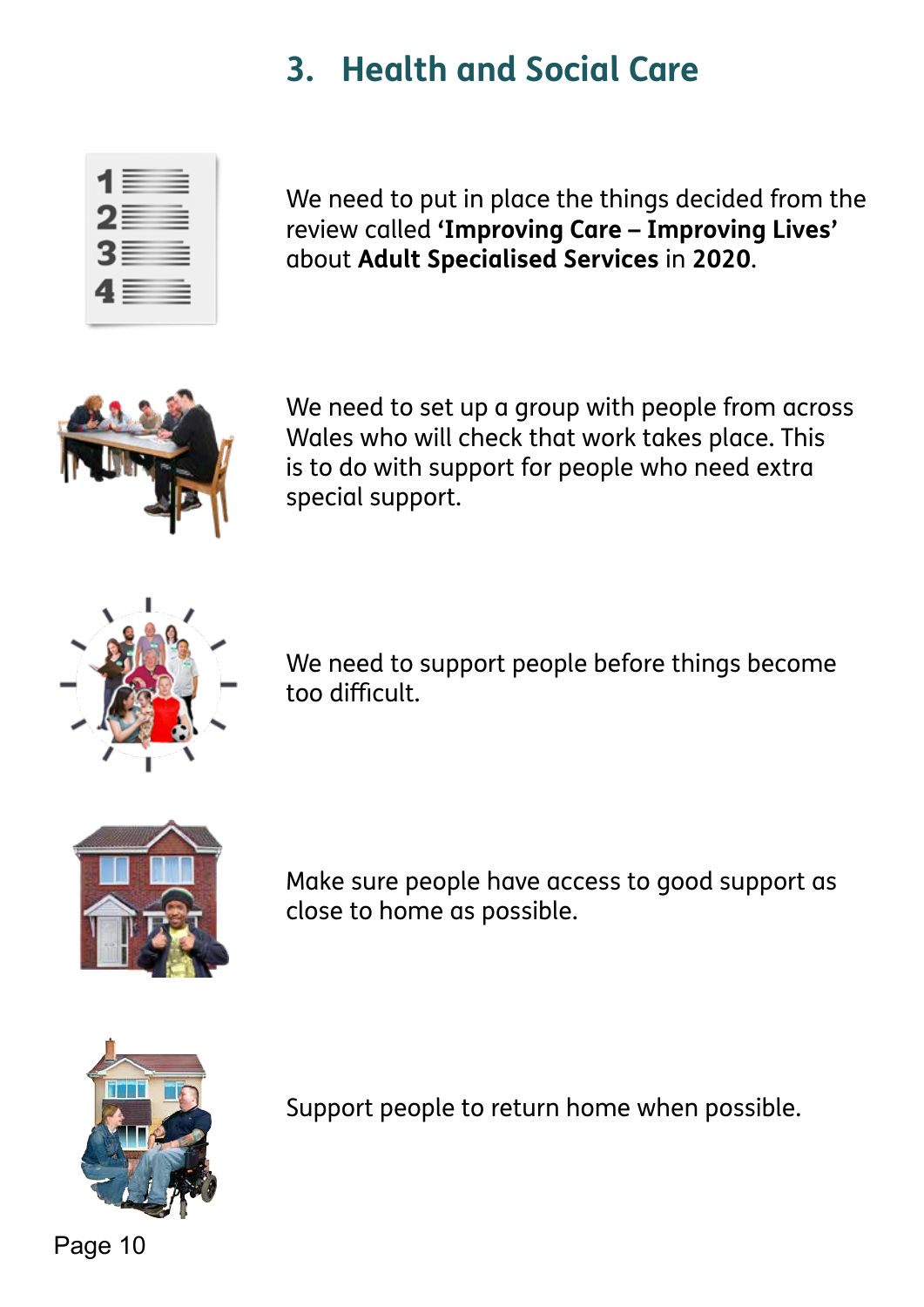## 3. Health and Social Care

We need to put in place the things decided from the review called **'Improving Care – Improving Lives'** about **Adult Specialised Services** in **2020**.

We need to set up a group with people from across Wales who will check that work takes place. This is to do with support for people who need extra special support.

We need to support people before things become too difficult.

Make sure people have access to good support as close to home as possible.

Support people to return home when possible.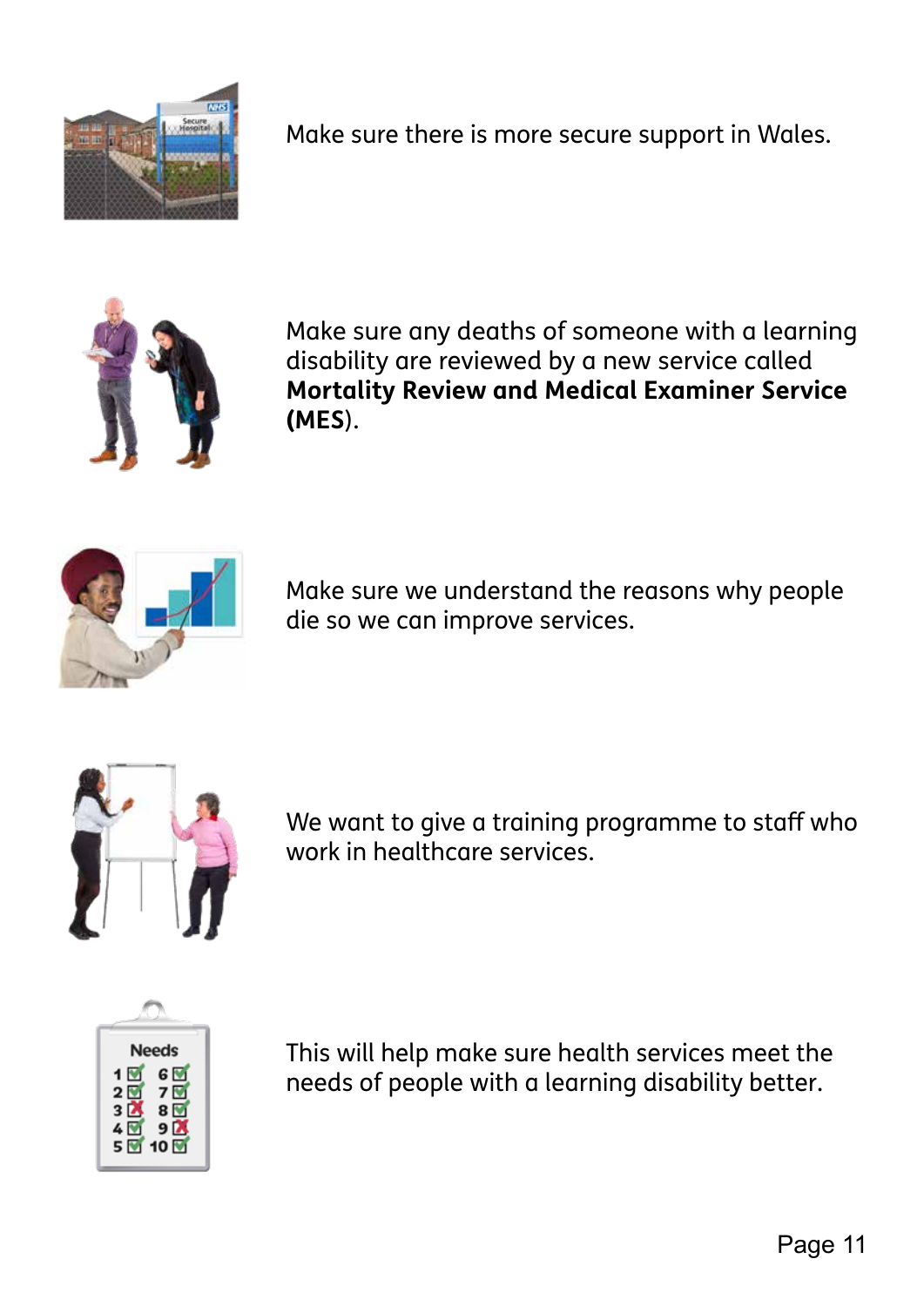Make sure there is more secure support in Wales.

Make sure any deaths of someone with a learning disability are reviewed by a new service called **Mortality Review and Medical Examiner Service (MES)**.

Make sure we understand the reasons why people die so we can improve services.

We want to give a training programme to staff who work in healthcare services.

This will help make sure health services meet the needs of people with a learning disability better.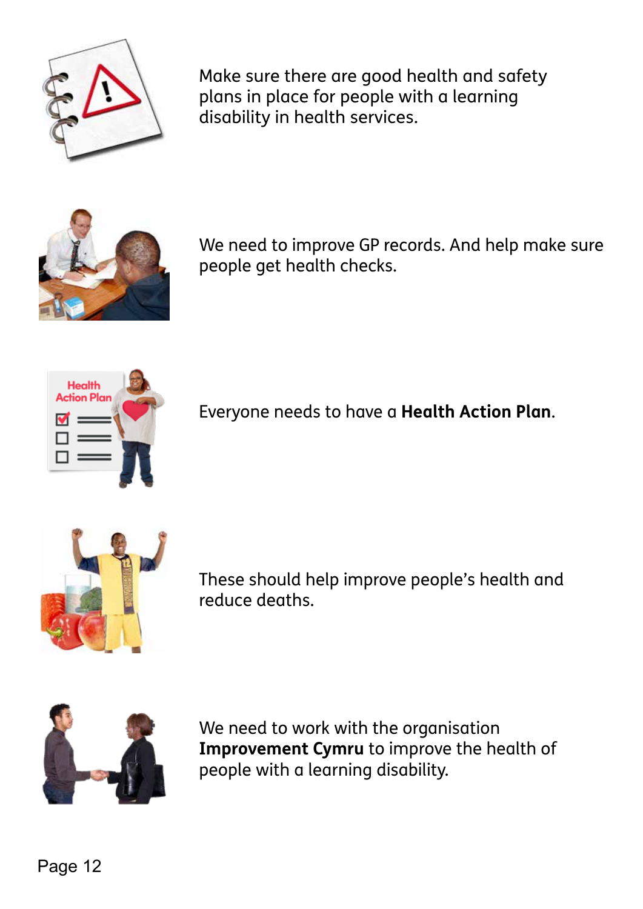Make sure there are good health and safety plans in place for people with a learning disability in health services.

We need to improve GP records. And help make sure people get health checks.

Everyone needs to have a **Health Action Plan**.

These should help improve people's health and reduce deaths.

We need to work with the organisation **Improvement Cymru** to improve the health of people with a learning disability.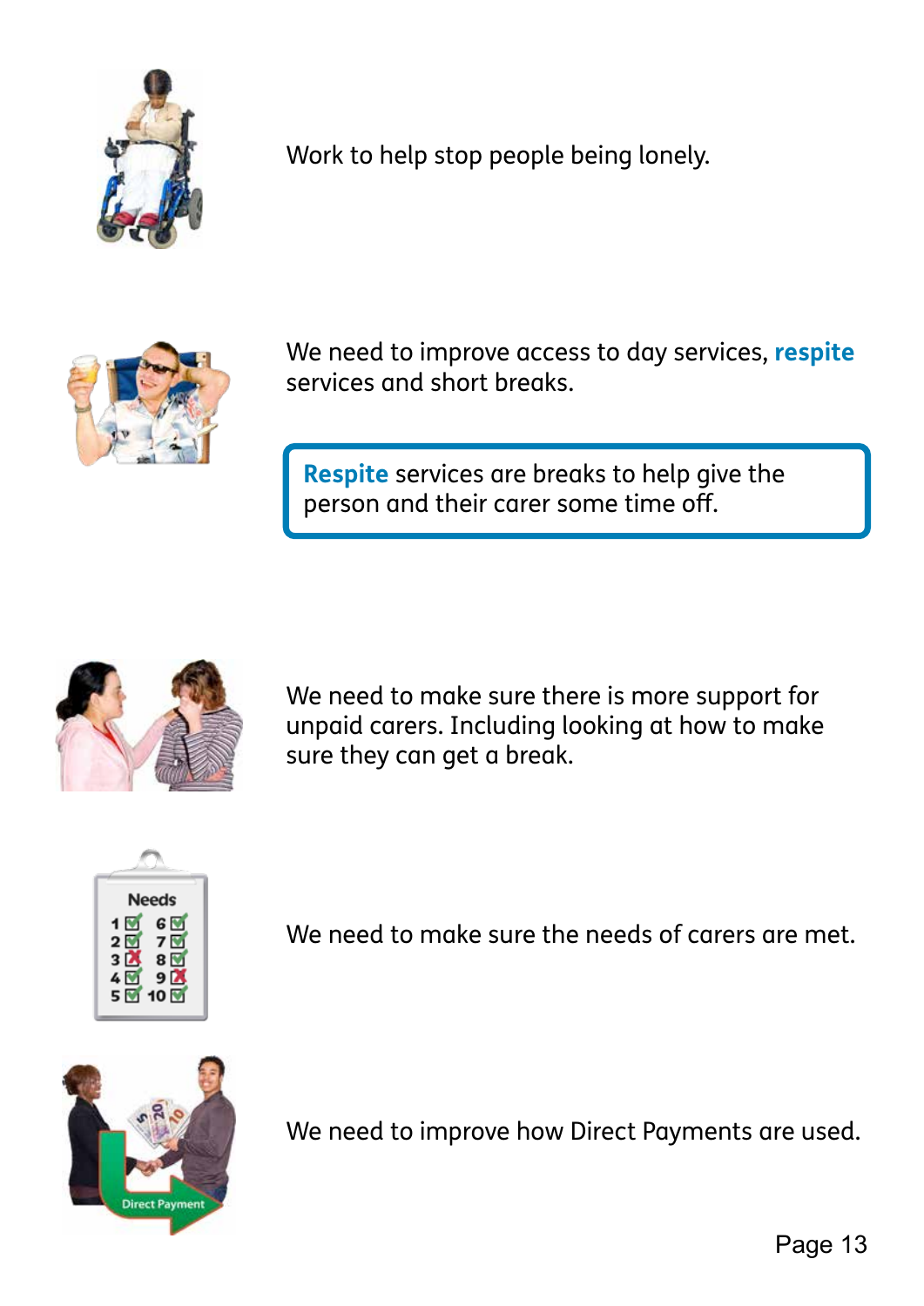Work to help stop people being lonely.

We need to improve access to day services, **respite** services and short breaks.

> **Respite** services are breaks to help give the person and their carer some time off.

We need to make sure there is more support for unpaid carers. Including looking at how to make sure they can get a break.

We need to make sure the needs of carers are met.

We need to improve how Direct Payments are used.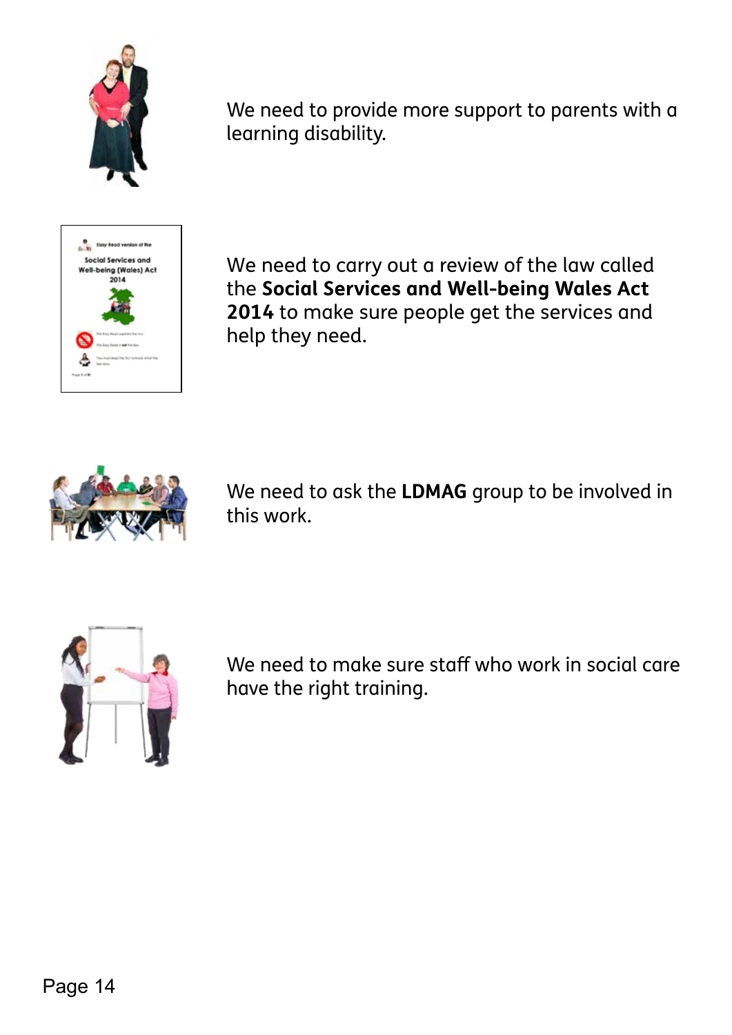We need to provide more support to parents with a learning disability.

We need to carry out a review of the law called the **Social Services and Well-being Wales Act 2014** to make sure people get the services and help they need.

We need to ask the **LDMAG** group to be involved in this work.

We need to make sure staff who work in social care have the right training.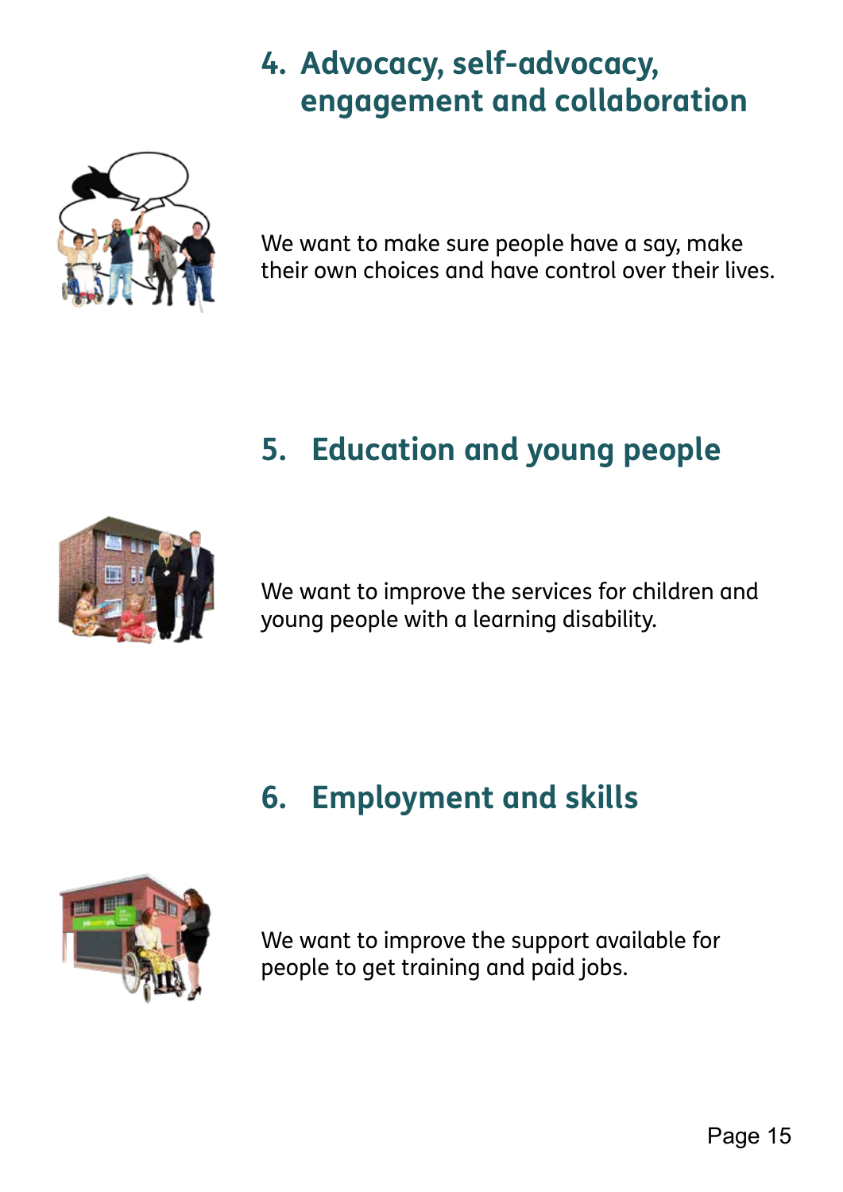## 4. Advocacy, self-advocacy, engagement and collaboration

We want to make sure people have a say, make their own choices and have control over their lives.

## 5. Education and young people

We want to improve the services for children and young people with a learning disability.

## 6. Employment and skills

We want to improve the support available for people to get training and paid jobs.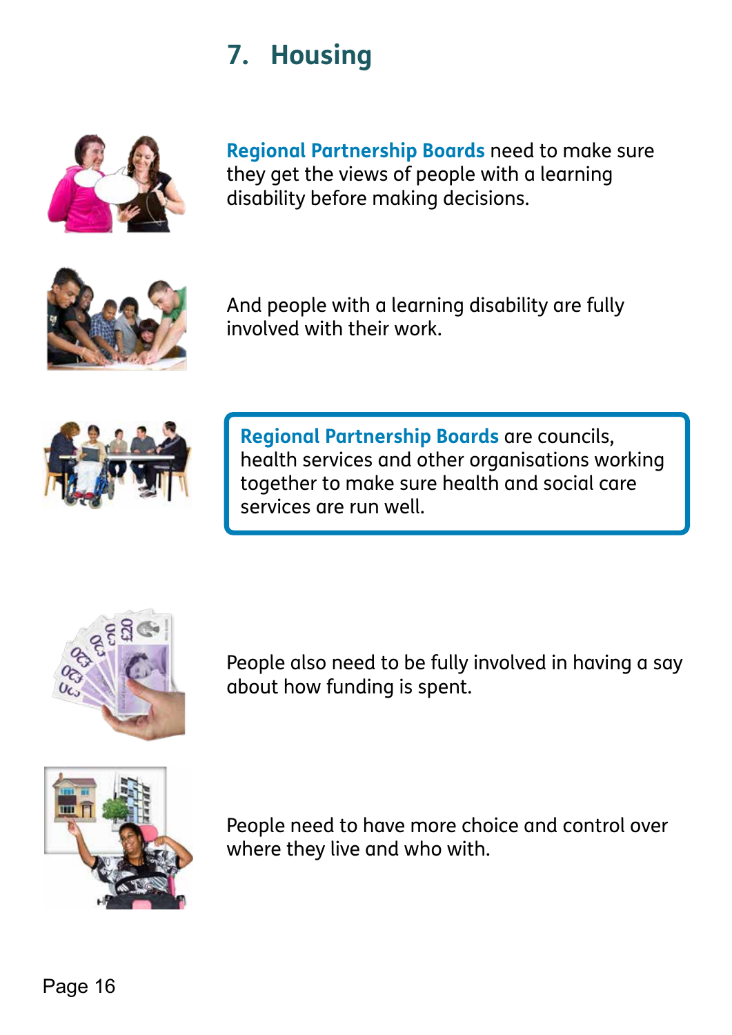## 7. Housing

**Regional Partnership Boards** need to make sure they get the views of people with a learning disability before making decisions.

And people with a learning disability are fully involved with their work.

> **Regional Partnership Boards** are councils, health services and other organisations working together to make sure health and social care services are run well.

People also need to be fully involved in having a say about how funding is spent.

People need to have more choice and control over where they live and who with.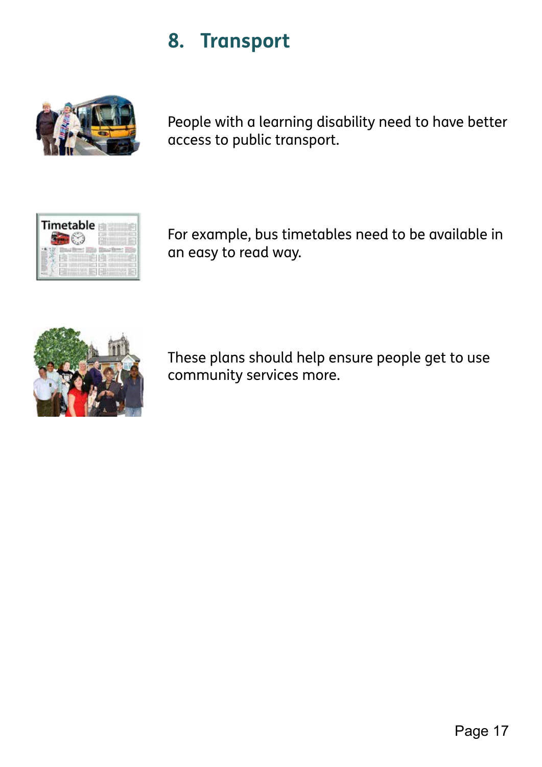## 8. Transport

People with a learning disability need to have better access to public transport.

For example, bus timetables need to be available in an easy to read way.

These plans should help ensure people get to use community services more.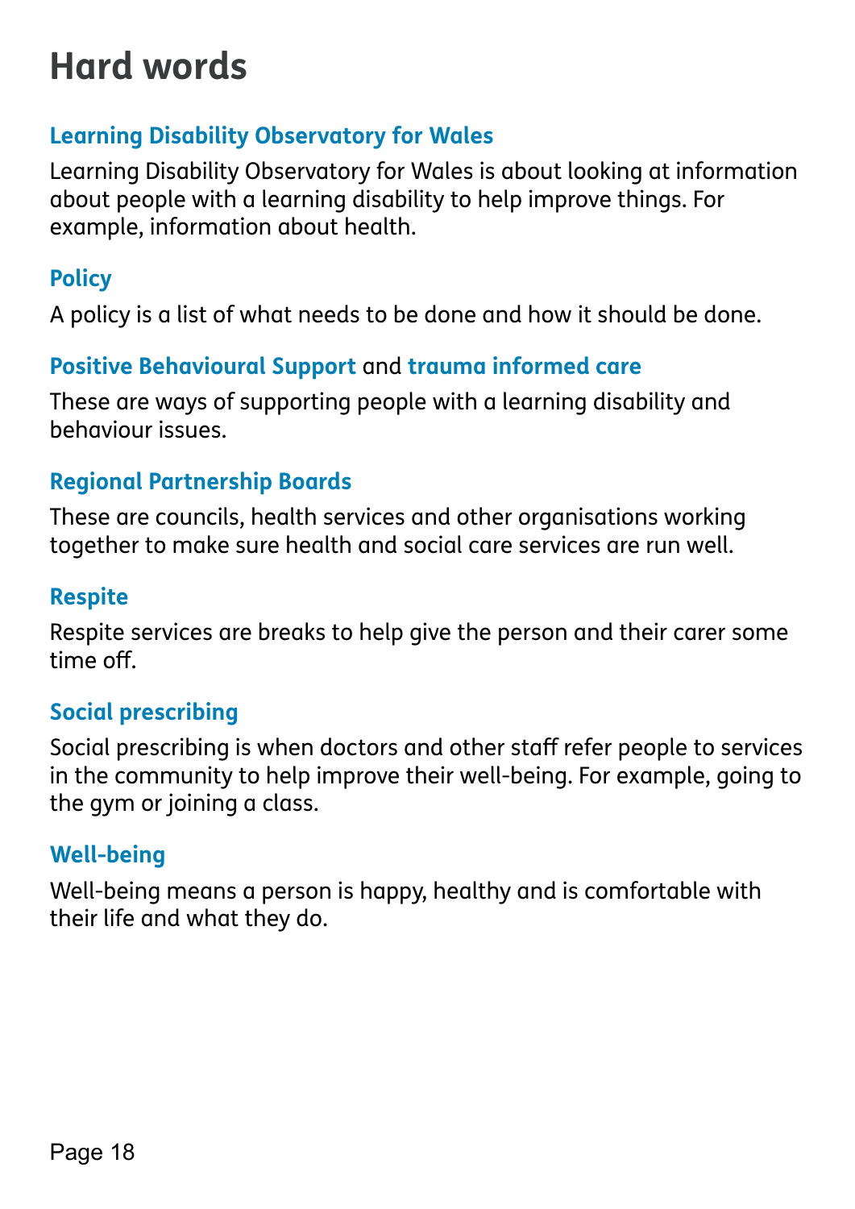# Hard words

### Learning Disability Observatory for Wales

Learning Disability Observatory for Wales is about looking at information about people with a learning disability to help improve things. For example, information about health.

### Policy

A policy is a list of what needs to be done and how it should be done.

### Positive Behavioural Support and trauma informed care

These are ways of supporting people with a learning disability and behaviour issues.

### Regional Partnership Boards

These are councils, health services and other organisations working together to make sure health and social care services are run well.

### Respite

Respite services are breaks to help give the person and their carer some time off.

### Social prescribing

Social prescribing is when doctors and other staff refer people to services in the community to help improve their well-being. For example, going to the gym or joining a class.

### Well-being

Well-being means a person is happy, healthy and is comfortable with their life and what they do.